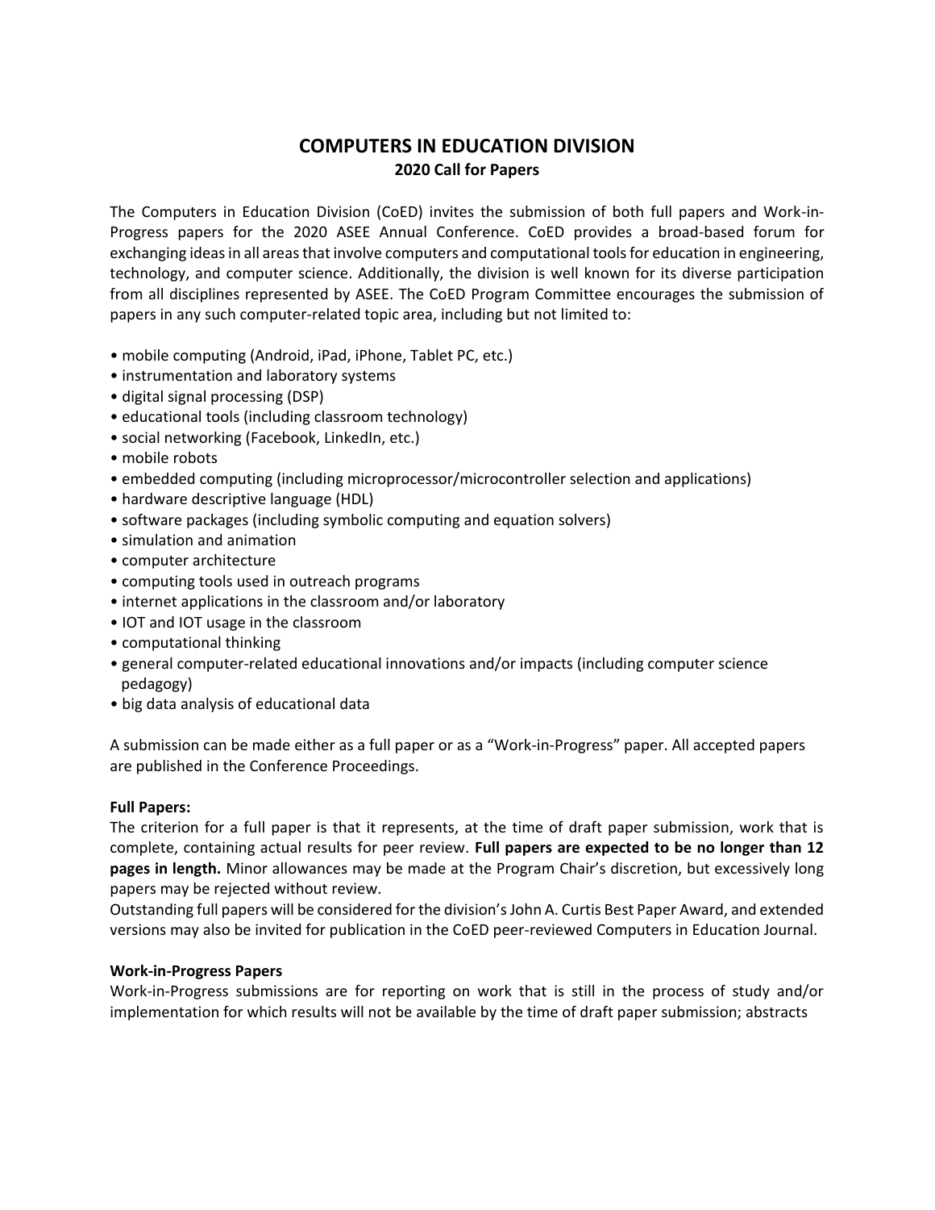# COMPUTERS IN EDUCATION DIVISION

## 2020 Call for Papers

The Computers in Education Division (CoED) invites the submission of both full papers and Work-in-Progress papers for the 2020 ASEE Annual Conference. CoED provides a broad-based forum for exchanging ideas in all areas that involve computers and computational tools for education in engineering, technology, and computer science. Additionally, the division is well known for its diverse participation from all disciplines represented by ASEE. The CoED Program Committee encourages the submission of papers in any such computer-related topic area, including but not limited to:

- mobile computing (Android, iPad, iPhone, Tablet PC, etc.)
- instrumentation and laboratory systems
- digital signal processing (DSP)
- educational tools (including classroom technology)
- social networking (Facebook, LinkedIn, etc.)
- mobile robots
- embedded computing (including microprocessor/microcontroller selection and applications)
- hardware descriptive language (HDL)
- software packages (including symbolic computing and equation solvers)
- simulation and animation
- computer architecture
- computing tools used in outreach programs
- internet applications in the classroom and/or laboratory
- IOT and IOT usage in the classroom
- computational thinking
- general computer-related educational innovations and/or impacts (including computer science pedagogy)
- big data analysis of educational data

A submission can be made either as a full paper or as a "Work-in-Progress" paper. All accepted papers are published in the Conference Proceedings.

**Full Papers:**
The criterion for a full paper is that it represents, at the time of draft paper submission, work that is complete, containing actual results for peer review. **Full papers are expected to be no longer than 12 pages in length.** Minor allowances may be made at the Program Chair's discretion, but excessively long papers may be rejected without review.
Outstanding full papers will be considered for the division's John A. Curtis Best Paper Award, and extended versions may also be invited for publication in the CoED peer-reviewed Computers in Education Journal.

**Work-in-Progress Papers**
Work-in-Progress submissions are for reporting on work that is still in the process of study and/or implementation for which results will not be available by the time of draft paper submission; abstracts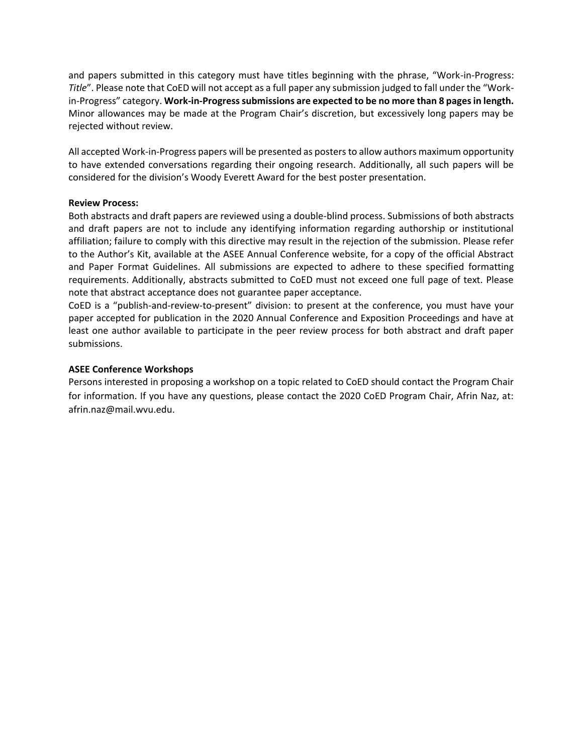and papers submitted in this category must have titles beginning with the phrase, "Work-in-Progress: *Title*". Please note that CoED will not accept as a full paper any submission judged to fall under the "Work-in-Progress" category. **Work-in-Progress submissions are expected to be no more than 8 pages in length.** Minor allowances may be made at the Program Chair's discretion, but excessively long papers may be rejected without review.

All accepted Work-in-Progress papers will be presented as posters to allow authors maximum opportunity to have extended conversations regarding their ongoing research. Additionally, all such papers will be considered for the division's Woody Everett Award for the best poster presentation.

**Review Process:**

Both abstracts and draft papers are reviewed using a double-blind process. Submissions of both abstracts and draft papers are not to include any identifying information regarding authorship or institutional affiliation; failure to comply with this directive may result in the rejection of the submission. Please refer to the Author's Kit, available at the ASEE Annual Conference website, for a copy of the official Abstract and Paper Format Guidelines. All submissions are expected to adhere to these specified formatting requirements. Additionally, abstracts submitted to CoED must not exceed one full page of text. Please note that abstract acceptance does not guarantee paper acceptance.

CoED is a "publish-and-review-to-present" division: to present at the conference, you must have your paper accepted for publication in the 2020 Annual Conference and Exposition Proceedings and have at least one author available to participate in the peer review process for both abstract and draft paper submissions.

**ASEE Conference Workshops**

Persons interested in proposing a workshop on a topic related to CoED should contact the Program Chair for information. If you have any questions, please contact the 2020 CoED Program Chair, Afrin Naz, at: afrin.naz@mail.wvu.edu.